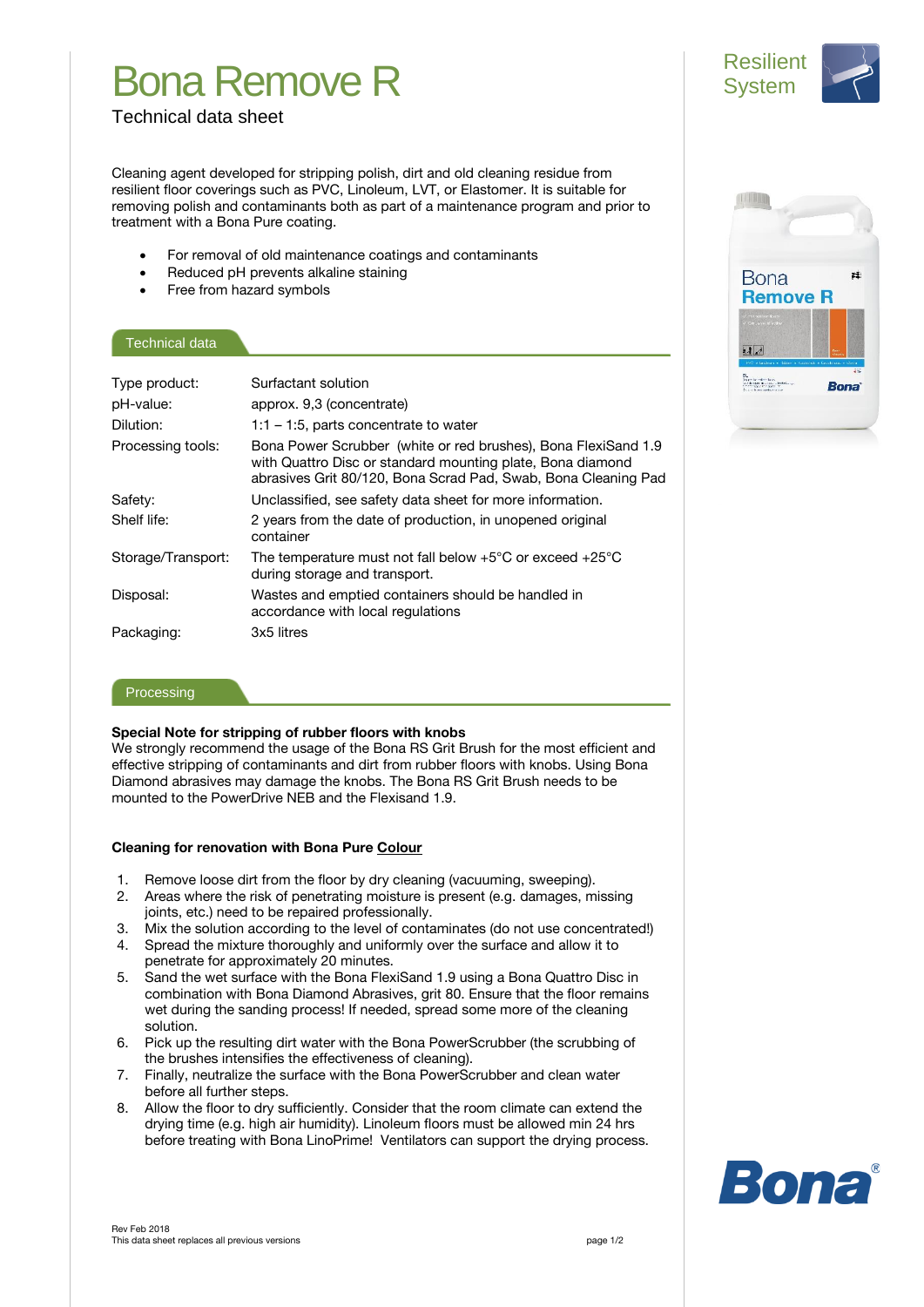# Bona Remove R

Technical data sheet

Resilient System

Cleaning agent developed for stripping polish, dirt and old cleaning residue from resilient floor coverings such as PVC, Linoleum, LVT, or Elastomer. It is suitable for removing polish and contaminants both as part of a maintenance program and prior to treatment with a Bona Pure coating.

- For removal of old maintenance coatings and contaminants
- Reduced pH prevents alkaline staining
- Free from hazard symbols

## Technical data

| | |
|---|---|
| Type product: | Surfactant solution |
| pH-value: | approx. 9,3 (concentrate) |
| Dilution: | 1:1 – 1:5, parts concentrate to water |
| Processing tools: | Bona Power Scrubber (white or red brushes), Bona FlexiSand 1.9 with Quattro Disc or standard mounting plate, Bona diamond abrasives Grit 80/120, Bona Scrad Pad, Swab, Bona Cleaning Pad |
| Safety: | Unclassified, see safety data sheet for more information. |
| Shelf life: | 2 years from the date of production, in unopened original container |
| Storage/Transport: | The temperature must not fall below +5°C or exceed +25°C during storage and transport. |
| Disposal: | Wastes and emptied containers should be handled in accordance with local regulations |
| Packaging: | 3x5 litres |

## Processing

**Special Note for stripping of rubber floors with knobs**
We strongly recommend the usage of the Bona RS Grit Brush for the most efficient and effective stripping of contaminants and dirt from rubber floors with knobs. Using Bona Diamond abrasives may damage the knobs. The Bona RS Grit Brush needs to be mounted to the PowerDrive NEB and the Flexisand 1.9.

**Cleaning for renovation with Bona Pure Colour**

1. Remove loose dirt from the floor by dry cleaning (vacuuming, sweeping).
2. Areas where the risk of penetrating moisture is present (e.g. damages, missing joints, etc.) need to be repaired professionally.
3. Mix the solution according to the level of contaminates (do not use concentrated!)
4. Spread the mixture thoroughly and uniformly over the surface and allow it to penetrate for approximately 20 minutes.
5. Sand the wet surface with the Bona FlexiSand 1.9 using a Bona Quattro Disc in combination with Bona Diamond Abrasives, grit 80. Ensure that the floor remains wet during the sanding process! If needed, spread some more of the cleaning solution.
6. Pick up the resulting dirt water with the Bona PowerScrubber (the scrubbing of the brushes intensifies the effectiveness of cleaning).
7. Finally, neutralize the surface with the Bona PowerScrubber and clean water before all further steps.
8. Allow the floor to dry sufficiently. Consider that the room climate can extend the drying time (e.g. high air humidity). Linoleum floors must be allowed min 24 hrs before treating with Bona LinoPrime! Ventilators can support the drying process.

Rev Feb 2018
This data sheet replaces all previous versions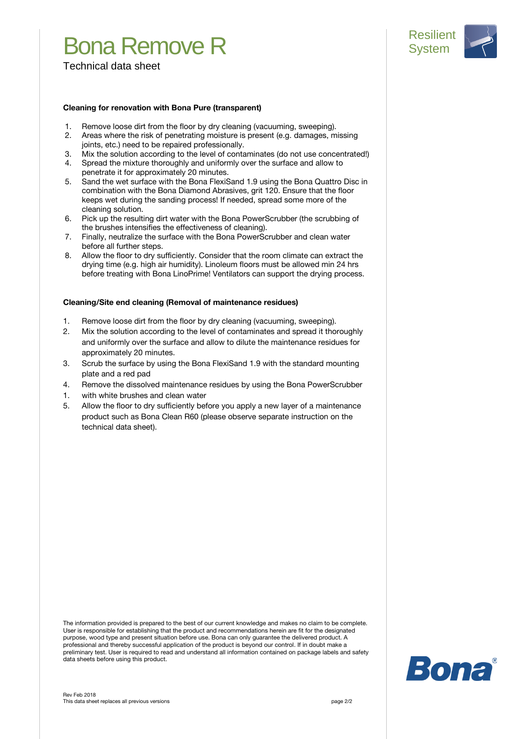# Bona Remove R

Technical data sheet

Resilient System

**Cleaning for renovation with Bona Pure (transparent)**

1. Remove loose dirt from the floor by dry cleaning (vacuuming, sweeping).
2. Areas where the risk of penetrating moisture is present (e.g. damages, missing joints, etc.) need to be repaired professionally.
3. Mix the solution according to the level of contaminates (do not use concentrated!)
4. Spread the mixture thoroughly and uniformly over the surface and allow to penetrate it for approximately 20 minutes.
5. Sand the wet surface with the Bona FlexiSand 1.9 using the Bona Quattro Disc in combination with the Bona Diamond Abrasives, grit 120. Ensure that the floor keeps wet during the sanding process! If needed, spread some more of the cleaning solution.
6. Pick up the resulting dirt water with the Bona PowerScrubber (the scrubbing of the brushes intensifies the effectiveness of cleaning).
7. Finally, neutralize the surface with the Bona PowerScrubber and clean water before all further steps.
8. Allow the floor to dry sufficiently. Consider that the room climate can extract the drying time (e.g. high air humidity). Linoleum floors must be allowed min 24 hrs before treating with Bona LinoPrime! Ventilators can support the drying process.

**Cleaning/Site end cleaning (Removal of maintenance residues)**

1. Remove loose dirt from the floor by dry cleaning (vacuuming, sweeping).
2. Mix the solution according to the level of contaminates and spread it thoroughly and uniformly over the surface and allow to dilute the maintenance residues for approximately 20 minutes.
3. Scrub the surface by using the Bona FlexiSand 1.9 with the standard mounting plate and a red pad
4. Remove the dissolved maintenance residues by using the Bona PowerScrubber
1. with white brushes and clean water
5. Allow the floor to dry sufficiently before you apply a new layer of a maintenance product such as Bona Clean R60 (please observe separate instruction on the technical data sheet).

The information provided is prepared to the best of our current knowledge and makes no claim to be complete. User is responsible for establishing that the product and recommendations herein are fit for the designated purpose, wood type and present situation before use. Bona can only guarantee the delivered product. A professional and thereby successful application of the product is beyond our control. If in doubt make a preliminary test. User is required to read and understand all information contained on package labels and safety data sheets before using this product.

Rev Feb 2018
This data sheet replaces all previous versions